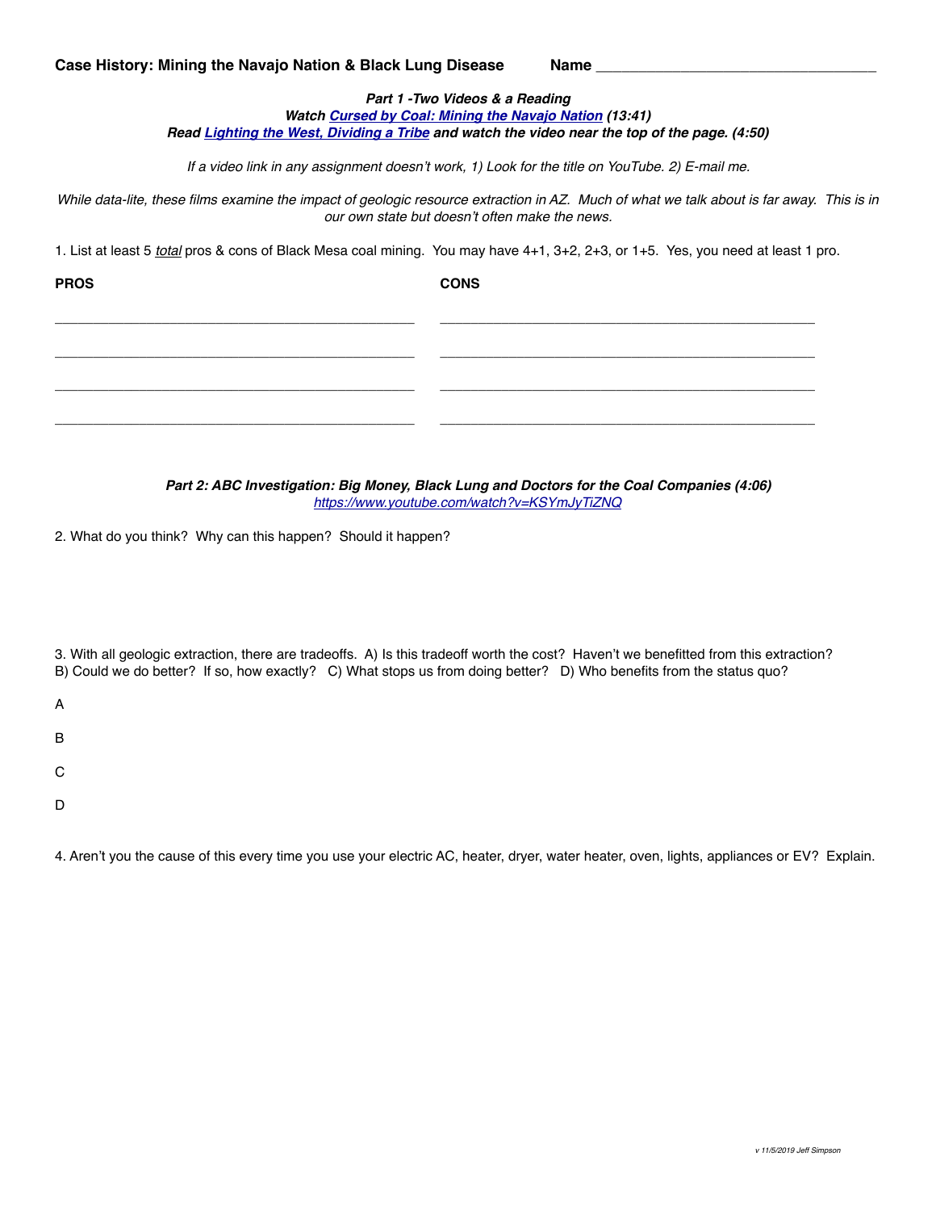**Case History: Mining the Navajo Nation & Black Lung Disease** **Name** ___________________________________

***Part 1 -Two Videos & a Reading***
***Watch Cursed by Coal: Mining the Navajo Nation (13:41)***
***Read Lighting the West, Dividing a Tribe and watch the video near the top of the page. (4:50)***

*If a video link in any assignment doesn't work, 1) Look for the title on YouTube. 2) E-mail me.*

*While data-lite, these films examine the impact of geologic resource extraction in AZ. Much of what we talk about is far away. This is in our own state but doesn't often make the news.*

1. List at least 5 *total* pros & cons of Black Mesa coal mining. You may have 4+1, 3+2, 2+3, or 1+5. Yes, you need at least 1 pro.

| PROS | CONS |
| --- | --- |
| _______________________________________________ | _______________________________________________ |
| _______________________________________________ | _______________________________________________ |
| _______________________________________________ | _______________________________________________ |
| _______________________________________________ | _______________________________________________ |

***Part 2: ABC Investigation: Big Money, Black Lung and Doctors for the Coal Companies (4:06)***
*https://www.youtube.com/watch?v=KSYmJyTiZNQ*

2. What do you think? Why can this happen? Should it happen?

3. With all geologic extraction, there are tradeoffs. A) Is this tradeoff worth the cost? Haven't we benefitted from this extraction? B) Could we do better? If so, how exactly? C) What stops us from doing better? D) Who benefits from the status quo?

A

B

C

D

4. Aren't you the cause of this every time you use your electric AC, heater, dryer, water heater, oven, lights, appliances or EV? Explain.

v 11/5/2019 Jeff Simpson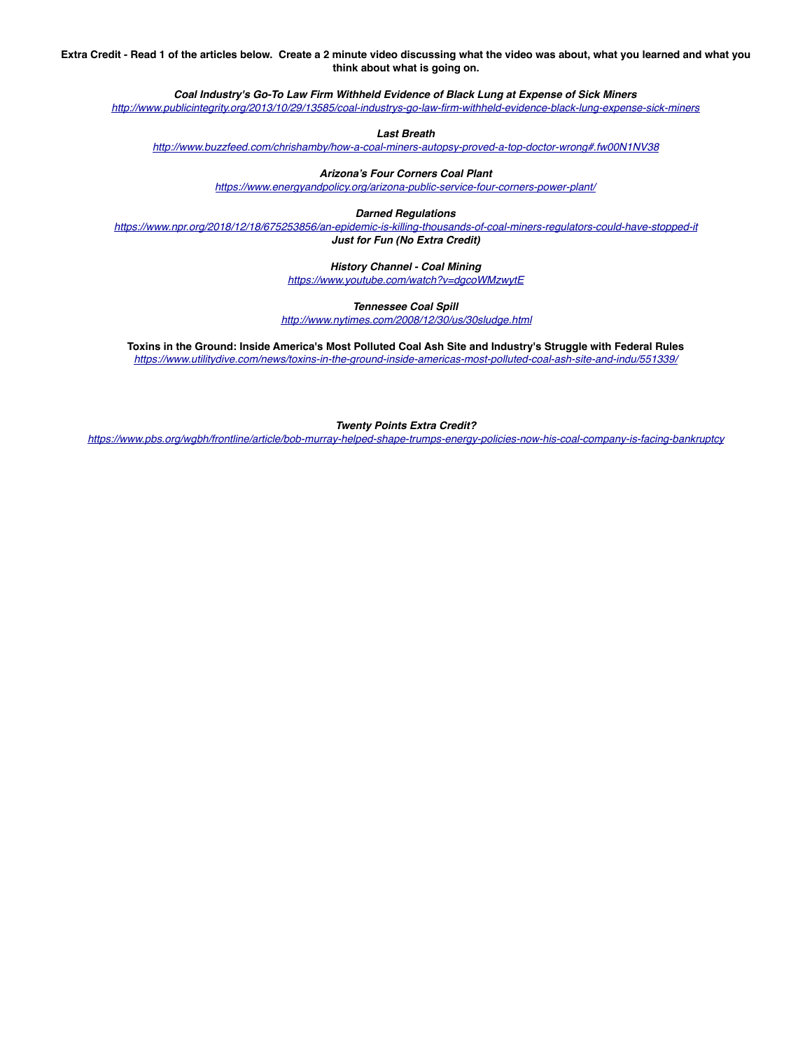**Extra Credit - Read 1 of the articles below. Create a 2 minute video discussing what the video was about, what you learned and what you think about what is going on.**

***Coal Industry's Go-To Law Firm Withheld Evidence of Black Lung at Expense of Sick Miners***

*http://www.publicintegrity.org/2013/10/29/13585/coal-industrys-go-law-firm-withheld-evidence-black-lung-expense-sick-miners*

***Last Breath***

*http://www.buzzfeed.com/chrishamby/how-a-coal-miners-autopsy-proved-a-top-doctor-wrong#.fw00N1NV38*

***Arizona's Four Corners Coal Plant***

*https://www.energyandpolicy.org/arizona-public-service-four-corners-power-plant/*

***Darned Regulations***

*https://www.npr.org/2018/12/18/675253856/an-epidemic-is-killing-thousands-of-coal-miners-regulators-could-have-stopped-it*

***Just for Fun (No Extra Credit)***

***History Channel - Coal Mining***

*https://www.youtube.com/watch?v=dgcoWMzwytE*

***Tennessee Coal Spill***

*http://www.nytimes.com/2008/12/30/us/30sludge.html*

**Toxins in the Ground: Inside America's Most Polluted Coal Ash Site and Industry's Struggle with Federal Rules**

*https://www.utilitydive.com/news/toxins-in-the-ground-inside-americas-most-polluted-coal-ash-site-and-indu/551339/*

***Twenty Points Extra Credit?***

*https://www.pbs.org/wgbh/frontline/article/bob-murray-helped-shape-trumps-energy-policies-now-his-coal-company-is-facing-bankruptcy*